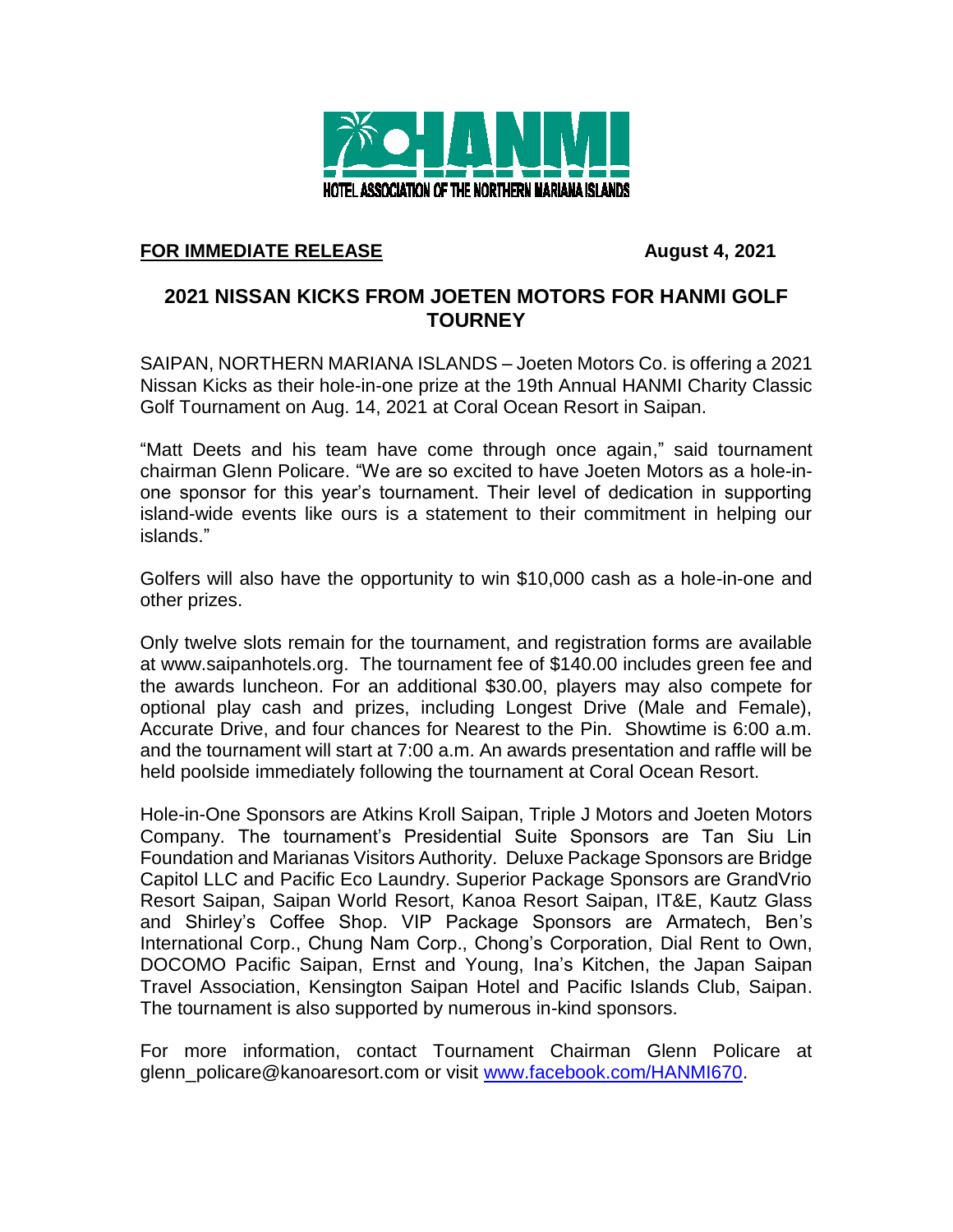HANMI

HOTEL ASSOCIATION OF THE NORTHERN MARIANA ISLANDS

**FOR IMMEDIATE RELEASE** **August 4, 2021**

## 2021 NISSAN KICKS FROM JOETEN MOTORS FOR HANMI GOLF TOURNEY

SAIPAN, NORTHERN MARIANA ISLANDS – Joeten Motors Co. is offering a 2021 Nissan Kicks as their hole-in-one prize at the 19th Annual HANMI Charity Classic Golf Tournament on Aug. 14, 2021 at Coral Ocean Resort in Saipan.

"Matt Deets and his team have come through once again," said tournament chairman Glenn Policare. "We are so excited to have Joeten Motors as a hole-in-one sponsor for this year's tournament. Their level of dedication in supporting island-wide events like ours is a statement to their commitment in helping our islands."

Golfers will also have the opportunity to win $10,000 cash as a hole-in-one and other prizes.

Only twelve slots remain for the tournament, and registration forms are available at www.saipanhotels.org. The tournament fee of $140.00 includes green fee and the awards luncheon. For an additional $30.00, players may also compete for optional play cash and prizes, including Longest Drive (Male and Female), Accurate Drive, and four chances for Nearest to the Pin. Showtime is 6:00 a.m. and the tournament will start at 7:00 a.m. An awards presentation and raffle will be held poolside immediately following the tournament at Coral Ocean Resort.

Hole-in-One Sponsors are Atkins Kroll Saipan, Triple J Motors and Joeten Motors Company. The tournament's Presidential Suite Sponsors are Tan Siu Lin Foundation and Marianas Visitors Authority. Deluxe Package Sponsors are Bridge Capitol LLC and Pacific Eco Laundry. Superior Package Sponsors are GrandVrio Resort Saipan, Saipan World Resort, Kanoa Resort Saipan, IT&E, Kautz Glass and Shirley's Coffee Shop. VIP Package Sponsors are Armatech, Ben's International Corp., Chung Nam Corp., Chong's Corporation, Dial Rent to Own, DOCOMO Pacific Saipan, Ernst and Young, Ina's Kitchen, the Japan Saipan Travel Association, Kensington Saipan Hotel and Pacific Islands Club, Saipan. The tournament is also supported by numerous in-kind sponsors.

For more information, contact Tournament Chairman Glenn Policare at glenn_policare@kanoaresort.com or visit [www.facebook.com/HANMI670](www.facebook.com/HANMI670).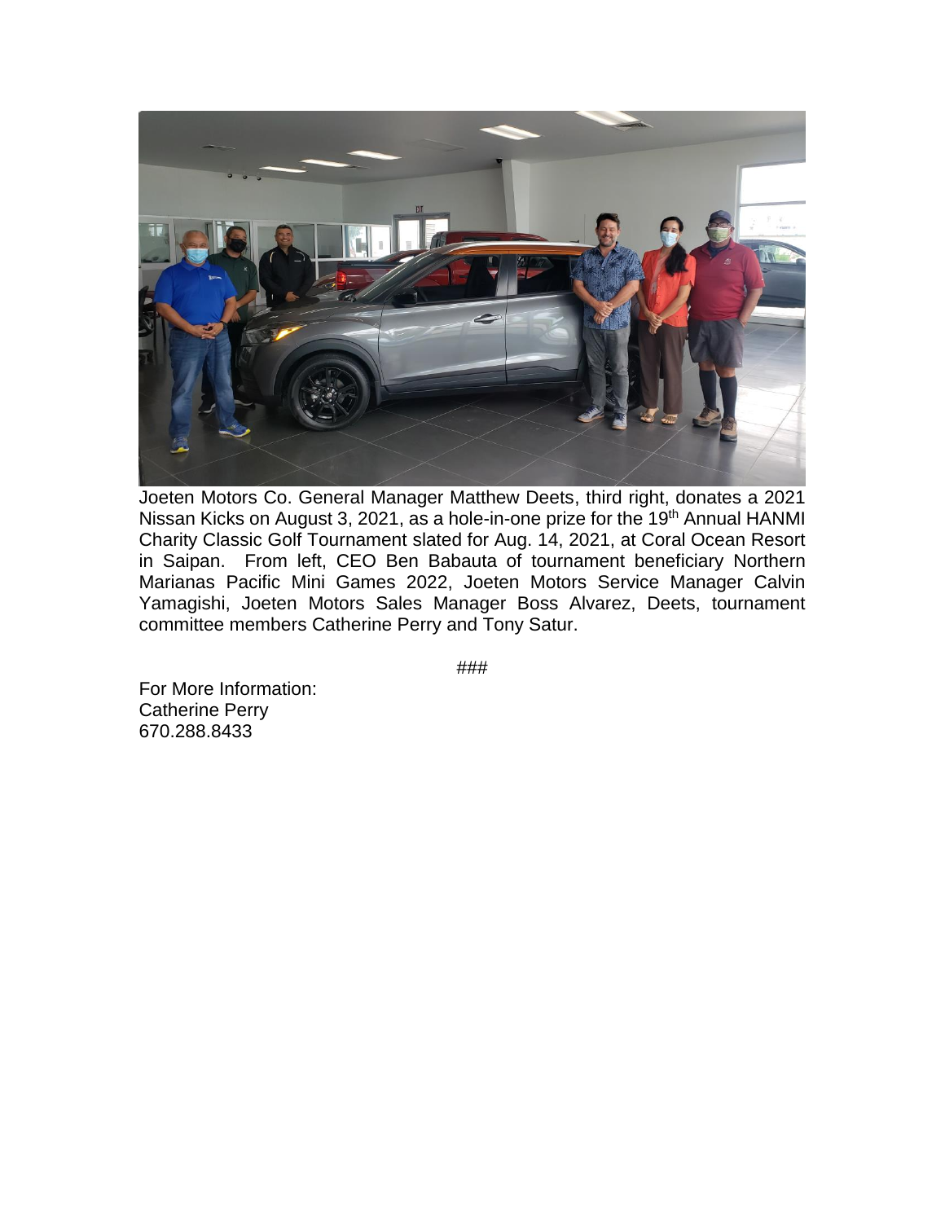Joeten Motors Co. General Manager Matthew Deets, third right, donates a 2021 Nissan Kicks on August 3, 2021, as a hole-in-one prize for the 19th Annual HANMI Charity Classic Golf Tournament slated for Aug. 14, 2021, at Coral Ocean Resort in Saipan. From left, CEO Ben Babauta of tournament beneficiary Northern Marianas Pacific Mini Games 2022, Joeten Motors Service Manager Calvin Yamagishi, Joeten Motors Sales Manager Boss Alvarez, Deets, tournament committee members Catherine Perry and Tony Satur.

###

For More Information:
Catherine Perry
670.288.8433